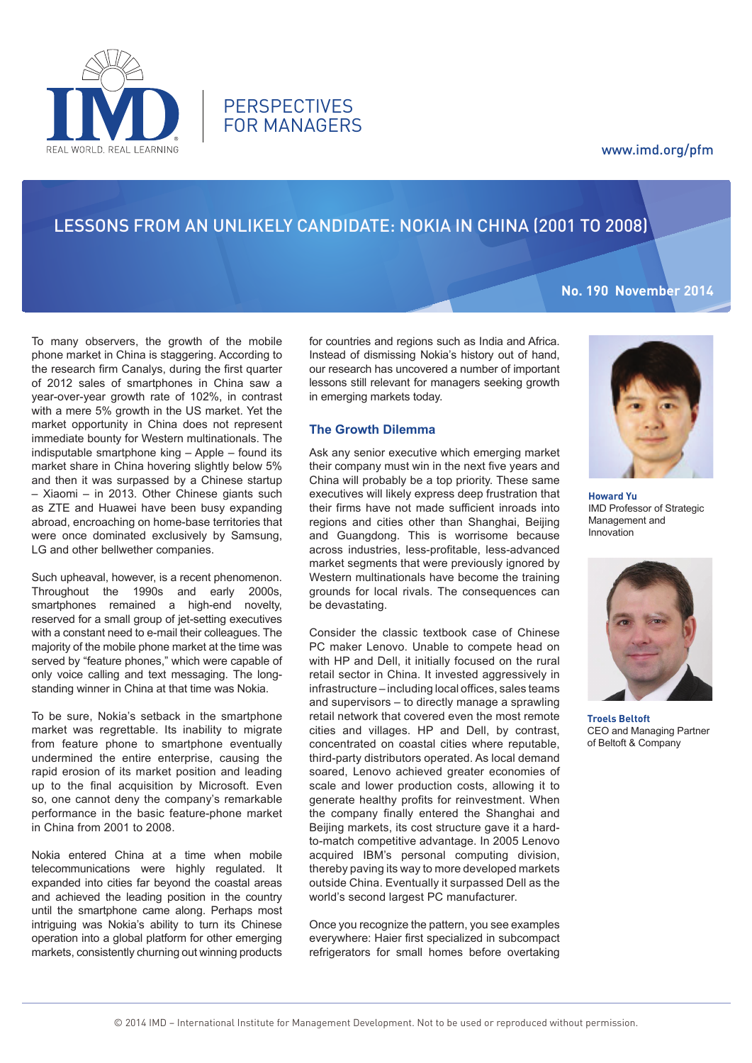# LESSONS FROM AN UNLIKELY CANDIDATE: NOKIA IN CHINA (2001 TO 2008)

No. 190 November 2014

**Howard Yu**
IMD Professor of Strategic Management and Innovation

**Troels Beltoft**
CEO and Managing Partner of Beltoft & Company

To many observers, the growth of the mobile phone market in China is staggering. According to the research firm Canalys, during the first quarter of 2012 sales of smartphones in China saw a year-over-year growth rate of 102%, in contrast with a mere 5% growth in the US market. Yet the market opportunity in China does not represent immediate bounty for Western multinationals. The indisputable smartphone king – Apple – found its market share in China hovering slightly below 5% and then it was surpassed by a Chinese startup – Xiaomi – in 2013. Other Chinese giants such as ZTE and Huawei have been busy expanding abroad, encroaching on home-base territories that were once dominated exclusively by Samsung, LG and other bellwether companies.

Such upheaval, however, is a recent phenomenon. Throughout the 1990s and early 2000s, smartphones remained a high-end novelty, reserved for a small group of jet-setting executives with a constant need to e-mail their colleagues. The majority of the mobile phone market at the time was served by "feature phones," which were capable of only voice calling and text messaging. The long-standing winner in China at that time was Nokia.

To be sure, Nokia's setback in the smartphone market was regrettable. Its inability to migrate from feature phone to smartphone eventually undermined the entire enterprise, causing the rapid erosion of its market position and leading up to the final acquisition by Microsoft. Even so, one cannot deny the company's remarkable performance in the basic feature-phone market in China from 2001 to 2008.

Nokia entered China at a time when mobile telecommunications were highly regulated. It expanded into cities far beyond the coastal areas and achieved the leading position in the country until the smartphone came along. Perhaps most intriguing was Nokia's ability to turn its Chinese operation into a global platform for other emerging markets, consistently churning out winning products for countries and regions such as India and Africa. Instead of dismissing Nokia's history out of hand, our research has uncovered a number of important lessons still relevant for managers seeking growth in emerging markets today.

## The Growth Dilemma

Ask any senior executive which emerging market their company must win in the next five years and China will probably be a top priority. These same executives will likely express deep frustration that their firms have not made sufficient inroads into regions and cities other than Shanghai, Beijing and Guangdong. This is worrisome because across industries, less-profitable, less-advanced market segments that were previously ignored by Western multinationals have become the training grounds for local rivals. The consequences can be devastating.

Consider the classic textbook case of Chinese PC maker Lenovo. Unable to compete head on with HP and Dell, it initially focused on the rural retail sector in China. It invested aggressively in infrastructure – including local offices, sales teams and supervisors – to directly manage a sprawling retail network that covered even the most remote cities and villages. HP and Dell, by contrast, concentrated on coastal cities where reputable, third-party distributors operated. As local demand soared, Lenovo achieved greater economies of scale and lower production costs, allowing it to generate healthy profits for reinvestment. When the company finally entered the Shanghai and Beijing markets, its cost structure gave it a hard-to-match competitive advantage. In 2005 Lenovo acquired IBM's personal computing division, thereby paving its way to more developed markets outside China. Eventually it surpassed Dell as the world's second largest PC manufacturer.

Once you recognize the pattern, you see examples everywhere: Haier first specialized in subcompact refrigerators for small homes before overtaking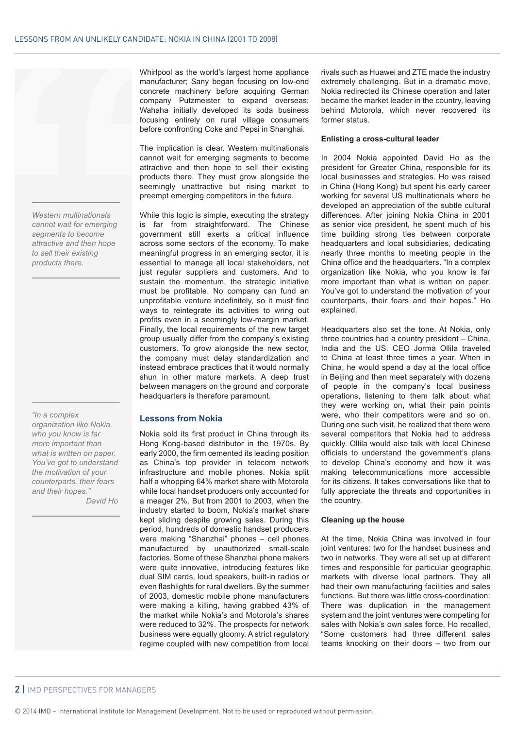Whirlpool as the world's largest home appliance manufacturer; Sany began focusing on low-end concrete machinery before acquiring German company Putzmeister to expand overseas; Wahaha initially developed its soda business focusing entirely on rural village consumers before confronting Coke and Pepsi in Shanghai.

The implication is clear. Western multinationals cannot wait for emerging segments to become attractive and then hope to sell their existing products there. They must grow alongside the seemingly unattractive but rising market to preempt emerging competitors in the future.

*Western multinationals cannot wait for emerging segments to become attractive and then hope to sell their existing products there.*

While this logic is simple, executing the strategy is far from straightforward. The Chinese government still exerts a critical influence across some sectors of the economy. To make meaningful progress in an emerging sector, it is essential to manage all local stakeholders, not just regular suppliers and customers. And to sustain the momentum, the strategic initiative must be profitable. No company can fund an unprofitable venture indefinitely, so it must find ways to reintegrate its activities to wring out profits even in a seemingly low-margin market. Finally, the local requirements of the new target group usually differ from the company's existing customers. To grow alongside the new sector, the company must delay standardization and instead embrace practices that it would normally shun in other mature markets. A deep trust between managers on the ground and corporate headquarters is therefore paramount.

## Lessons from Nokia

Nokia sold its first product in China through its Hong Kong-based distributor in the 1970s. By early 2000, the firm cemented its leading position as China's top provider in telecom network infrastructure and mobile phones. Nokia split half a whopping 64% market share with Motorola while local handset producers only accounted for a meager 2%. But from 2001 to 2003, when the industry started to boom, Nokia's market share kept sliding despite growing sales. During this period, hundreds of domestic handset producers were making "Shanzhai" phones – cell phones manufactured by unauthorized small-scale factories. Some of these Shanzhai phone makers were quite innovative, introducing features like dual SIM cards, loud speakers, built-in radios or even flashlights for rural dwellers. By the summer of 2003, domestic mobile phone manufacturers were making a killing, having grabbed 43% of the market while Nokia's and Motorola's shares were reduced to 32%. The prospects for network business were equally gloomy. A strict regulatory regime coupled with new competition from local rivals such as Huawei and ZTE made the industry extremely challenging. But in a dramatic move, Nokia redirected its Chinese operation and later became the market leader in the country, leaving behind Motorola, which never recovered its former status.

### Enlisting a cross-cultural leader

In 2004 Nokia appointed David Ho as the president for Greater China, responsible for its local businesses and strategies. Ho was raised in China (Hong Kong) but spent his early career working for several US multinationals where he developed an appreciation of the subtle cultural differences. After joining Nokia China in 2001 as senior vice president, he spent much of his time building strong ties between corporate headquarters and local subsidiaries, dedicating nearly three months to meeting people in the China office and the headquarters. "In a complex organization like Nokia, who you know is far more important than what is written on paper. You've got to understand the motivation of your counterparts, their fears and their hopes." Ho explained.

*"In a complex organization like Nokia, who you know is far more important than what is written on paper. You've got to understand the motivation of your counterparts, their fears and their hopes."*
*David Ho*

Headquarters also set the tone. At Nokia, only three countries had a country president – China, India and the US. CEO Jorma Ollila traveled to China at least three times a year. When in China, he would spend a day at the local office in Beijing and then meet separately with dozens of people in the company's local business operations, listening to them talk about what they were working on, what their pain points were, who their competitors were and so on. During one such visit, he realized that there were several competitors that Nokia had to address quickly. Ollila would also talk with local Chinese officials to understand the government's plans to develop China's economy and how it was making telecommunications more accessible for its citizens. It takes conversations like that to fully appreciate the threats and opportunities in the country.

### Cleaning up the house

At the time, Nokia China was involved in four joint ventures: two for the handset business and two in networks. They were all set up at different times and responsible for particular geographic markets with diverse local partners. They all had their own manufacturing facilities and sales functions. But there was little cross-coordination: There was duplication in the management system and the joint ventures were competing for sales with Nokia's own sales force. Ho recalled, "Some customers had three different sales teams knocking on their doors – two from our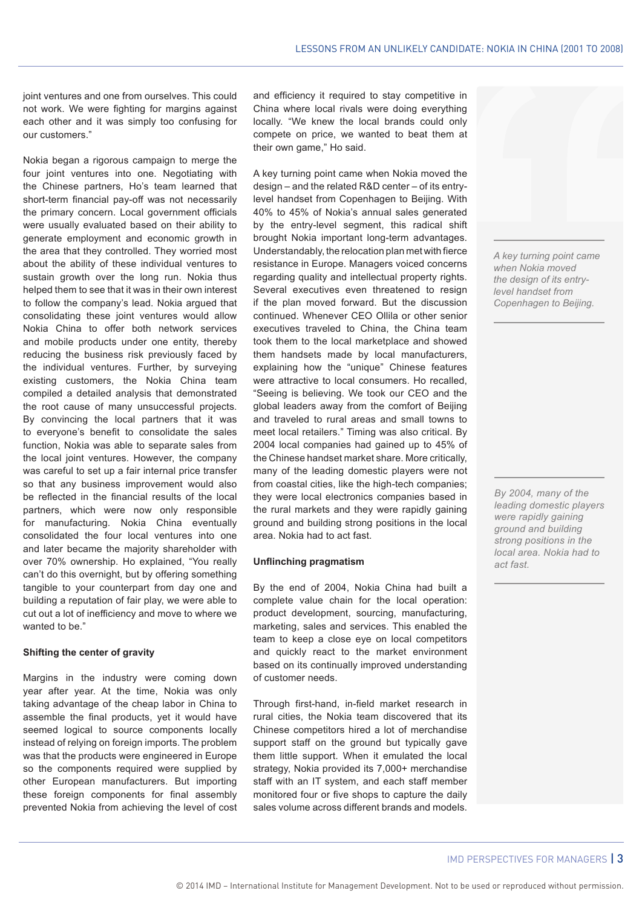joint ventures and one from ourselves. This could not work. We were fighting for margins against each other and it was simply too confusing for our customers."

Nokia began a rigorous campaign to merge the four joint ventures into one. Negotiating with the Chinese partners, Ho's team learned that short-term financial pay-off was not necessarily the primary concern. Local government officials were usually evaluated based on their ability to generate employment and economic growth in the area that they controlled. They worried most about the ability of these individual ventures to sustain growth over the long run. Nokia thus helped them to see that it was in their own interest to follow the company's lead. Nokia argued that consolidating these joint ventures would allow Nokia China to offer both network services and mobile products under one entity, thereby reducing the business risk previously faced by the individual ventures. Further, by surveying existing customers, the Nokia China team compiled a detailed analysis that demonstrated the root cause of many unsuccessful projects. By convincing the local partners that it was to everyone's benefit to consolidate the sales function, Nokia was able to separate sales from the local joint ventures. However, the company was careful to set up a fair internal price transfer so that any business improvement would also be reflected in the financial results of the local partners, which were now only responsible for manufacturing. Nokia China eventually consolidated the four local ventures into one and later became the majority shareholder with over 70% ownership. Ho explained, "You really can't do this overnight, but by offering something tangible to your counterpart from day one and building a reputation of fair play, we were able to cut out a lot of inefficiency and move to where we wanted to be."

**Shifting the center of gravity**

Margins in the industry were coming down year after year. At the time, Nokia was only taking advantage of the cheap labor in China to assemble the final products, yet it would have seemed logical to source components locally instead of relying on foreign imports. The problem was that the products were engineered in Europe so the components required were supplied by other European manufacturers. But importing these foreign components for final assembly prevented Nokia from achieving the level of cost and efficiency it required to stay competitive in China where local rivals were doing everything locally. "We knew the local brands could only compete on price, we wanted to beat them at their own game," Ho said.

A key turning point came when Nokia moved the design – and the related R&D center – of its entry-level handset from Copenhagen to Beijing. With 40% to 45% of Nokia's annual sales generated by the entry-level segment, this radical shift brought Nokia important long-term advantages. Understandably, the relocation plan met with fierce resistance in Europe. Managers voiced concerns regarding quality and intellectual property rights. Several executives even threatened to resign if the plan moved forward. But the discussion continued. Whenever CEO Ollila or other senior executives traveled to China, the China team took them to the local marketplace and showed them handsets made by local manufacturers, explaining how the "unique" Chinese features were attractive to local consumers. Ho recalled, "Seeing is believing. We took our CEO and the global leaders away from the comfort of Beijing and traveled to rural areas and small towns to meet local retailers." Timing was also critical. By 2004 local companies had gained up to 45% of the Chinese handset market share. More critically, many of the leading domestic players were not from coastal cities, like the high-tech companies; they were local electronics companies based in the rural markets and they were rapidly gaining ground and building strong positions in the local area. Nokia had to act fast.

*A key turning point came when Nokia moved the design of its entry-level handset from Copenhagen to Beijing.*

*By 2004, many of the leading domestic players were rapidly gaining ground and building strong positions in the local area. Nokia had to act fast.*

**Unflinching pragmatism**

By the end of 2004, Nokia China had built a complete value chain for the local operation: product development, sourcing, manufacturing, marketing, sales and services. This enabled the team to keep a close eye on local competitors and quickly react to the market environment based on its continually improved understanding of customer needs.

Through first-hand, in-field market research in rural cities, the Nokia team discovered that its Chinese competitors hired a lot of merchandise support staff on the ground but typically gave them little support. When it emulated the local strategy, Nokia provided its 7,000+ merchandise staff with an IT system, and each staff member monitored four or five shops to capture the daily sales volume across different brands and models.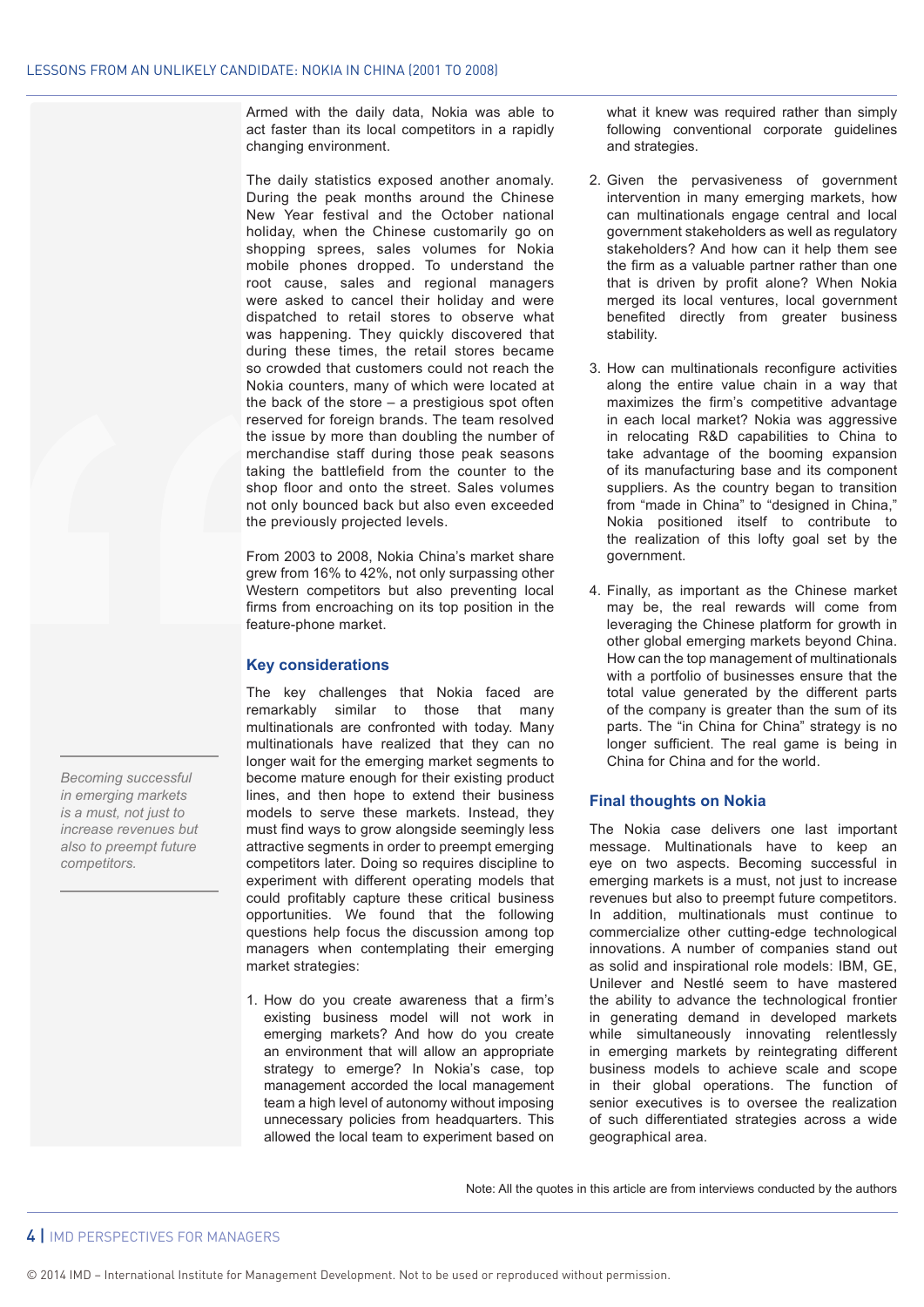Armed with the daily data, Nokia was able to act faster than its local competitors in a rapidly changing environment.

The daily statistics exposed another anomaly. During the peak months around the Chinese New Year festival and the October national holiday, when the Chinese customarily go on shopping sprees, sales volumes for Nokia mobile phones dropped. To understand the root cause, sales and regional managers were asked to cancel their holiday and were dispatched to retail stores to observe what was happening. They quickly discovered that during these times, the retail stores became so crowded that customers could not reach the Nokia counters, many of which were located at the back of the store – a prestigious spot often reserved for foreign brands. The team resolved the issue by more than doubling the number of merchandise staff during those peak seasons taking the battlefield from the counter to the shop floor and onto the street. Sales volumes not only bounced back but also even exceeded the previously projected levels.

From 2003 to 2008, Nokia China's market share grew from 16% to 42%, not only surpassing other Western competitors but also preventing local firms from encroaching on its top position in the feature-phone market.

*Becoming successful in emerging markets is a must, not just to increase revenues but also to preempt future competitors.*

## Key considerations

The key challenges that Nokia faced are remarkably similar to those that many multinationals are confronted with today. Many multinationals have realized that they can no longer wait for the emerging market segments to become mature enough for their existing product lines, and then hope to extend their business models to serve these markets. Instead, they must find ways to grow alongside seemingly less attractive segments in order to preempt emerging competitors later. Doing so requires discipline to experiment with different operating models that could profitably capture these critical business opportunities. We found that the following questions help focus the discussion among top managers when contemplating their emerging market strategies:

1. How do you create awareness that a firm's existing business model will not work in emerging markets? And how do you create an environment that will allow an appropriate strategy to emerge? In Nokia's case, top management accorded the local management team a high level of autonomy without imposing unnecessary policies from headquarters. This allowed the local team to experiment based on what it knew was required rather than simply following conventional corporate guidelines and strategies.

2. Given the pervasiveness of government intervention in many emerging markets, how can multinationals engage central and local government stakeholders as well as regulatory stakeholders? And how can it help them see the firm as a valuable partner rather than one that is driven by profit alone? When Nokia merged its local ventures, local government benefited directly from greater business stability.

3. How can multinationals reconfigure activities along the entire value chain in a way that maximizes the firm's competitive advantage in each local market? Nokia was aggressive in relocating R&D capabilities to China to take advantage of the booming expansion of its manufacturing base and its component suppliers. As the country began to transition from "made in China" to "designed in China," Nokia positioned itself to contribute to the realization of this lofty goal set by the government.

4. Finally, as important as the Chinese market may be, the real rewards will come from leveraging the Chinese platform for growth in other global emerging markets beyond China. How can the top management of multinationals with a portfolio of businesses ensure that the total value generated by the different parts of the company is greater than the sum of its parts. The "in China for China" strategy is no longer sufficient. The real game is being in China for China and for the world.

## Final thoughts on Nokia

The Nokia case delivers one last important message. Multinationals have to keep an eye on two aspects. Becoming successful in emerging markets is a must, not just to increase revenues but also to preempt future competitors. In addition, multinationals must continue to commercialize other cutting-edge technological innovations. A number of companies stand out as solid and inspirational role models: IBM, GE, Unilever and Nestlé seem to have mastered the ability to advance the technological frontier in generating demand in developed markets while simultaneously innovating relentlessly in emerging markets by reintegrating different business models to achieve scale and scope in their global operations. The function of senior executives is to oversee the realization of such differentiated strategies across a wide geographical area.

Note: All the quotes in this article are from interviews conducted by the authors

© 2014 IMD – International Institute for Management Development. Not to be used or reproduced without permission.